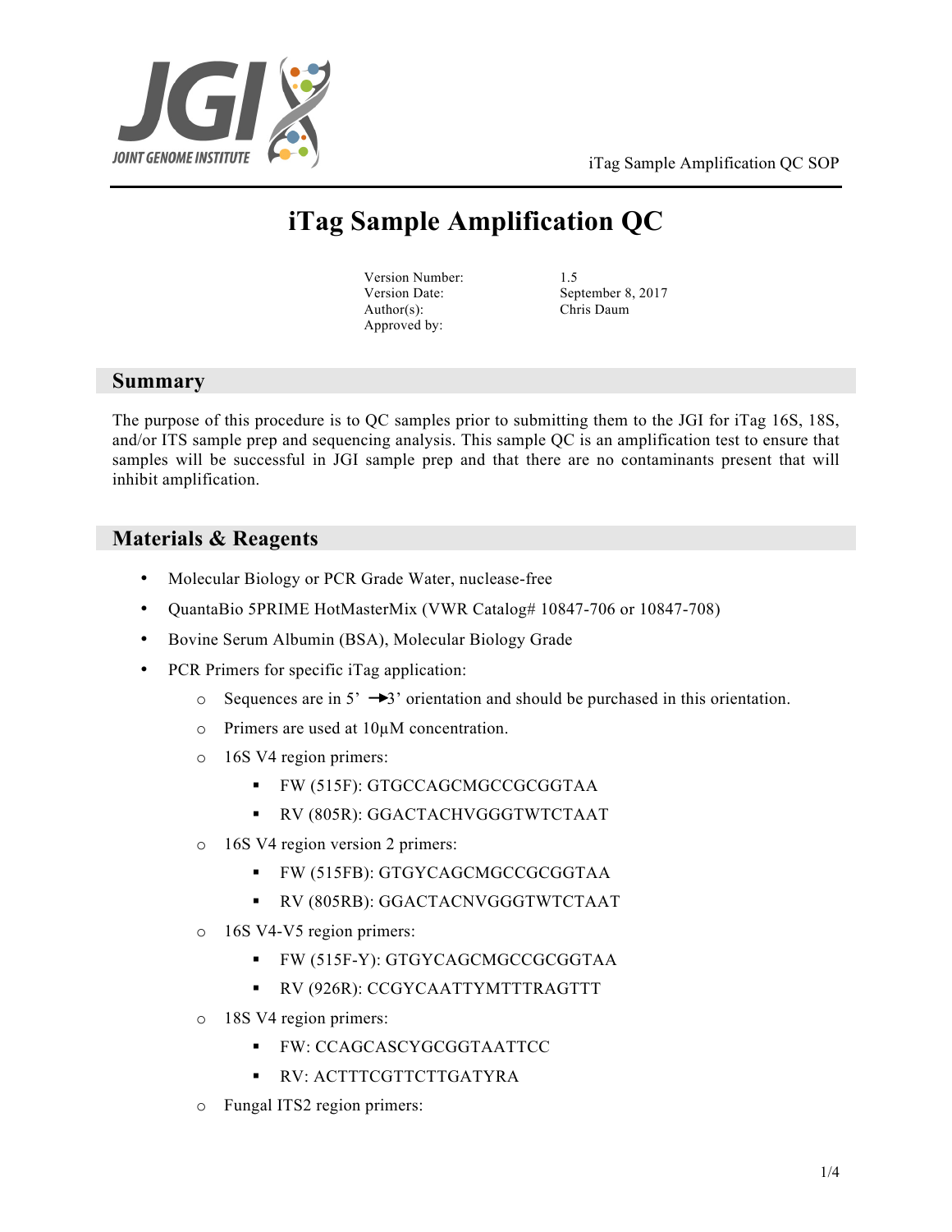# iTag Sample Amplification QC

| | |
|---|---|
| Version Number: | 1.5 |
| Version Date: | September 8, 2017 |
| Author(s): | Chris Daum |
| Approved by: | |

## Summary

The purpose of this procedure is to QC samples prior to submitting them to the JGI for iTag 16S, 18S, and/or ITS sample prep and sequencing analysis. This sample QC is an amplification test to ensure that samples will be successful in JGI sample prep and that there are no contaminants present that will inhibit amplification.

## Materials & Reagents

- Molecular Biology or PCR Grade Water, nuclease-free
- QuantaBio 5PRIME HotMasterMix (VWR Catalog# 10847-706 or 10847-708)
- Bovine Serum Albumin (BSA), Molecular Biology Grade
- PCR Primers for specific iTag application:
  - Sequences are in 5' →3' orientation and should be purchased in this orientation.
  - Primers are used at 10µM concentration.
  - 16S V4 region primers:
    - FW (515F): GTGCCAGCMGCCGCGGTAA
    - RV (805R): GGACTACHVGGGTWTCTAAT
  - 16S V4 region version 2 primers:
    - FW (515FB): GTGYCAGCMGCCGCGGTAA
    - RV (805RB): GGACTACNVGGGTWTCTAAT
  - 16S V4-V5 region primers:
    - FW (515F-Y): GTGYCAGCMGCCGCGGTAA
    - RV (926R): CCGYCAATTYMTTTRAGTTT
  - 18S V4 region primers:
    - FW: CCAGCASCYGCGGTAATTCC
    - RV: ACTTTCGTTCTTGATYRA
  - Fungal ITS2 region primers: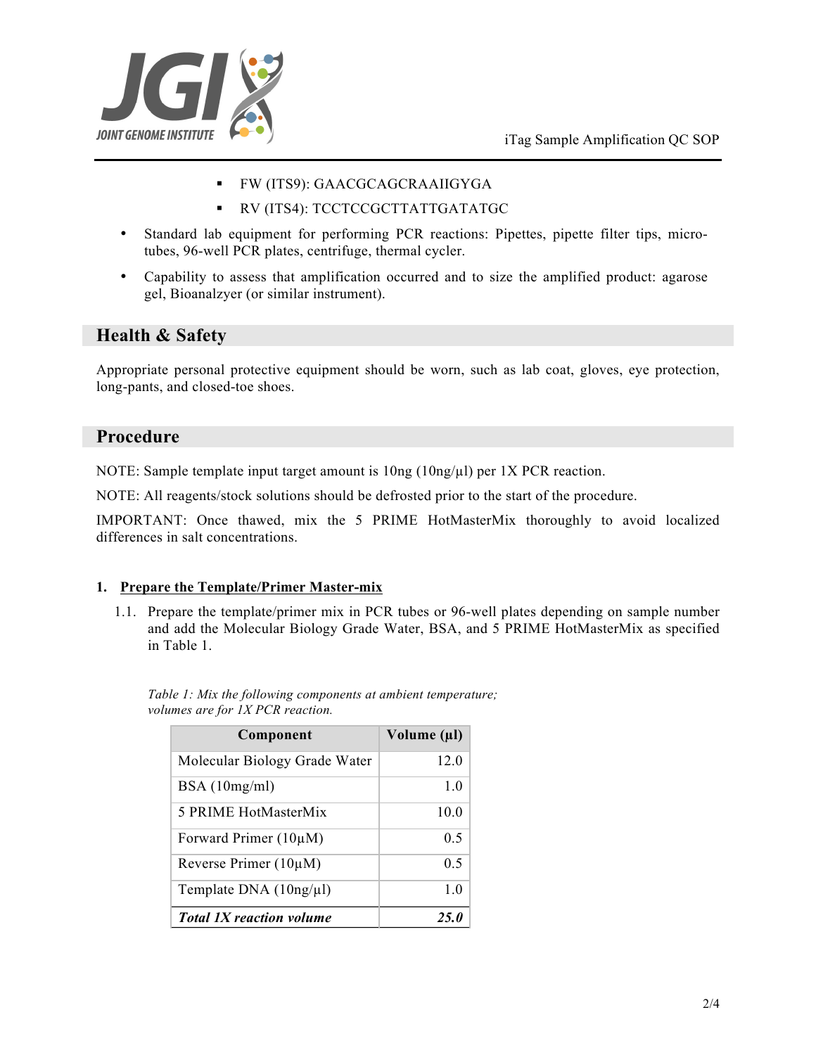- FW (ITS9): GAACGCAGCRAAIIGYGA
- RV (ITS4): TCCTCCGCTTATTGATATGC

- Standard lab equipment for performing PCR reactions: Pipettes, pipette filter tips, micro-tubes, 96-well PCR plates, centrifuge, thermal cycler.
- Capability to assess that amplification occurred and to size the amplified product: agarose gel, Bioanalyzer (or similar instrument).

## Health & Safety

Appropriate personal protective equipment should be worn, such as lab coat, gloves, eye protection, long-pants, and closed-toe shoes.

## Procedure

NOTE: Sample template input target amount is 10ng (10ng/µl) per 1X PCR reaction.

NOTE: All reagents/stock solutions should be defrosted prior to the start of the procedure.

IMPORTANT: Once thawed, mix the 5 PRIME HotMasterMix thoroughly to avoid localized differences in salt concentrations.

### 1. Prepare the Template/Primer Master-mix

1.1. Prepare the template/primer mix in PCR tubes or 96-well plates depending on sample number and add the Molecular Biology Grade Water, BSA, and 5 PRIME HotMasterMix as specified in Table 1.

*Table 1: Mix the following components at ambient temperature; volumes are for 1X PCR reaction.*

| Component | Volume (µl) |
|---|---|
| Molecular Biology Grade Water | 12.0 |
| BSA (10mg/ml) | 1.0 |
| 5 PRIME HotMasterMix | 10.0 |
| Forward Primer (10µM) | 0.5 |
| Reverse Primer (10µM) | 0.5 |
| Template DNA (10ng/µl) | 1.0 |
| ***Total 1X reaction volume*** | ***25.0*** |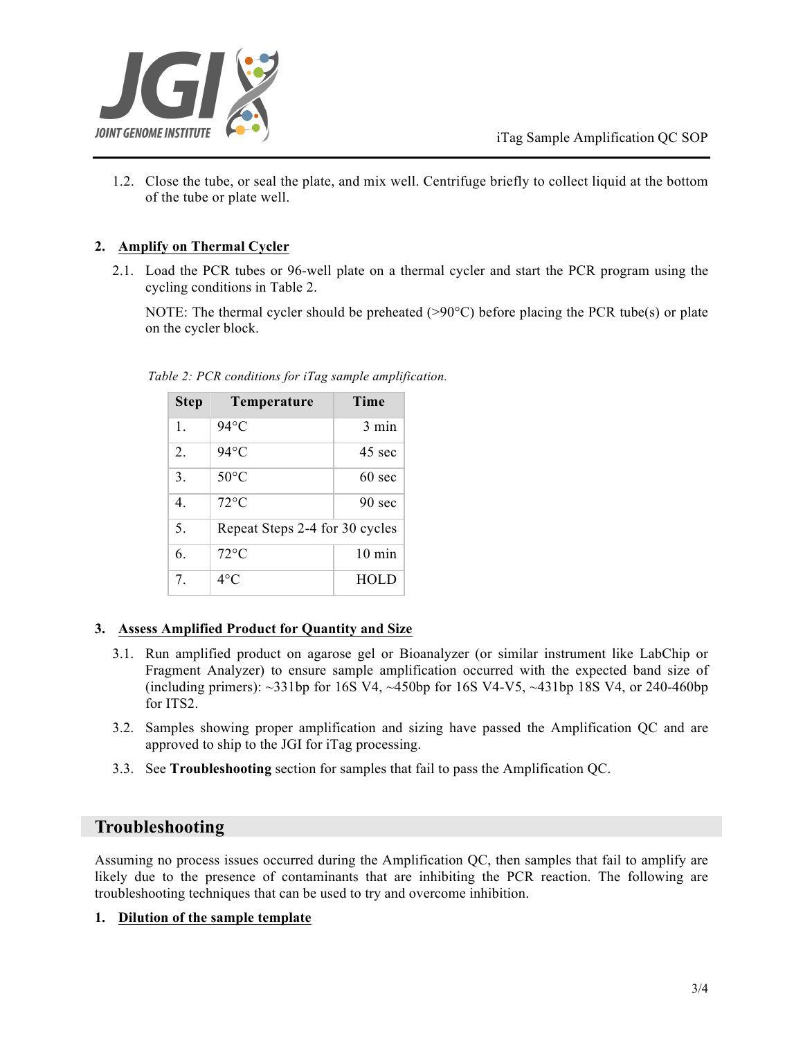1.2. Close the tube, or seal the plate, and mix well. Centrifuge briefly to collect liquid at the bottom of the tube or plate well.

2. **Amplify on Thermal Cycler**

2.1. Load the PCR tubes or 96-well plate on a thermal cycler and start the PCR program using the cycling conditions in Table 2.

NOTE: The thermal cycler should be preheated (>90°C) before placing the PCR tube(s) or plate on the cycler block.

*Table 2: PCR conditions for iTag sample amplification.*

| Step | Temperature | Time |
|---|---|---|
| 1. | 94°C | 3 min |
| 2. | 94°C | 45 sec |
| 3. | 50°C | 60 sec |
| 4. | 72°C | 90 sec |
| 5. | Repeat Steps 2-4 for 30 cycles | |
| 6. | 72°C | 10 min |
| 7. | 4°C | HOLD |

3. **Assess Amplified Product for Quantity and Size**

3.1. Run amplified product on agarose gel or Bioanalyzer (or similar instrument like LabChip or Fragment Analyzer) to ensure sample amplification occurred with the expected band size of (including primers): ~331bp for 16S V4, ~450bp for 16S V4-V5, ~431bp 18S V4, or 240-460bp for ITS2.

3.2. Samples showing proper amplification and sizing have passed the Amplification QC and are approved to ship to the JGI for iTag processing.

3.3. See **Troubleshooting** section for samples that fail to pass the Amplification QC.

## Troubleshooting

Assuming no process issues occurred during the Amplification QC, then samples that fail to amplify are likely due to the presence of contaminants that are inhibiting the PCR reaction. The following are troubleshooting techniques that can be used to try and overcome inhibition.

1. **Dilution of the sample template**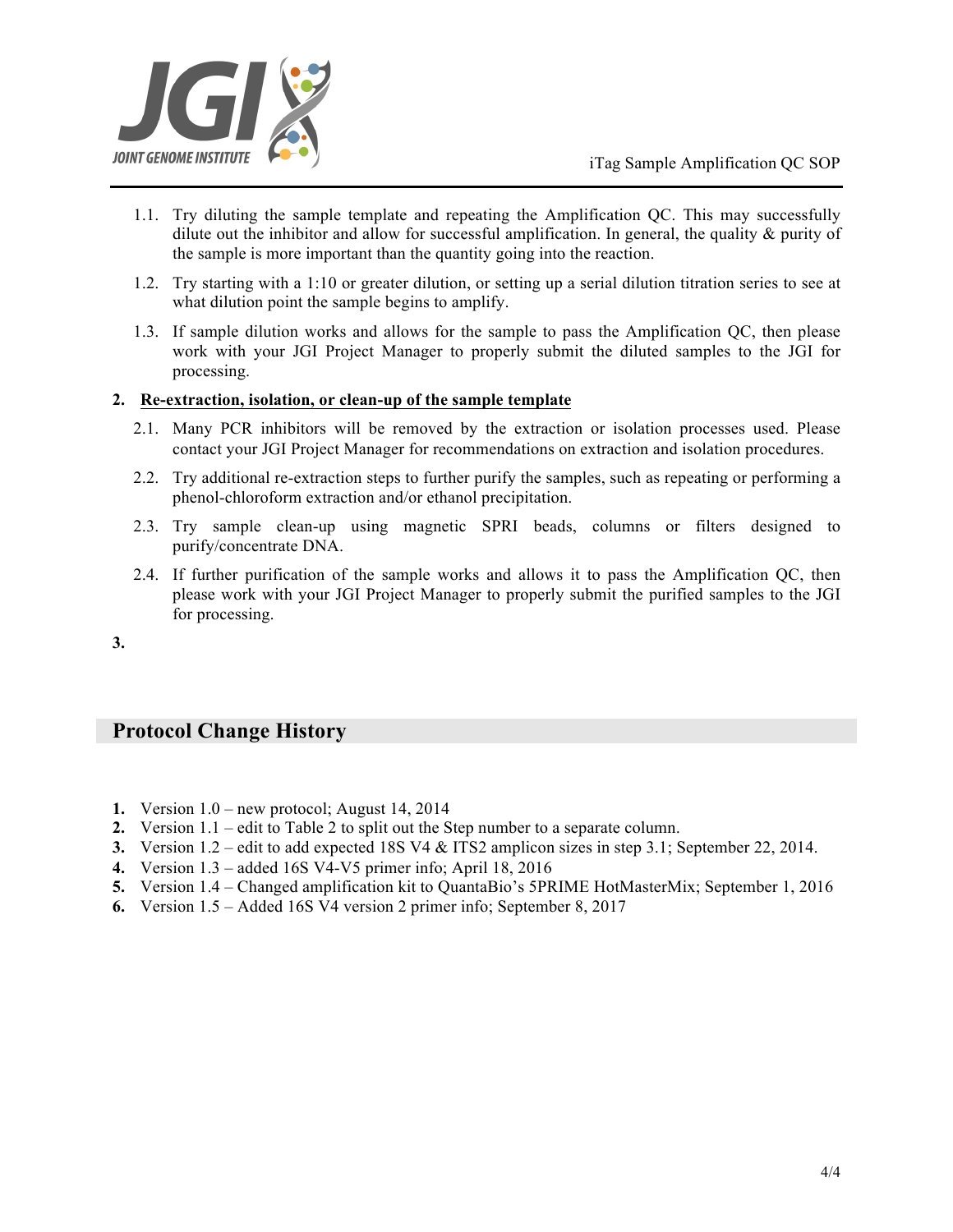1.1. Try diluting the sample template and repeating the Amplification QC. This may successfully dilute out the inhibitor and allow for successful amplification. In general, the quality & purity of the sample is more important than the quantity going into the reaction.

1.2. Try starting with a 1:10 or greater dilution, or setting up a serial dilution titration series to see at what dilution point the sample begins to amplify.

1.3. If sample dilution works and allows for the sample to pass the Amplification QC, then please work with your JGI Project Manager to properly submit the diluted samples to the JGI for processing.

**2. <u>Re-extraction, isolation, or clean-up of the sample template</u>**

2.1. Many PCR inhibitors will be removed by the extraction or isolation processes used. Please contact your JGI Project Manager for recommendations on extraction and isolation procedures.

2.2. Try additional re-extraction steps to further purify the samples, such as repeating or performing a phenol-chloroform extraction and/or ethanol precipitation.

2.3. Try sample clean-up using magnetic SPRI beads, columns or filters designed to purify/concentrate DNA.

2.4. If further purification of the sample works and allows it to pass the Amplification QC, then please work with your JGI Project Manager to properly submit the purified samples to the JGI for processing.

**3.**

## Protocol Change History

1. Version 1.0 – new protocol; August 14, 2014
2. Version 1.1 – edit to Table 2 to split out the Step number to a separate column.
3. Version 1.2 – edit to add expected 18S V4 & ITS2 amplicon sizes in step 3.1; September 22, 2014.
4. Version 1.3 – added 16S V4-V5 primer info; April 18, 2016
5. Version 1.4 – Changed amplification kit to QuantaBio's 5PRIME HotMasterMix; September 1, 2016
6. Version 1.5 – Added 16S V4 version 2 primer info; September 8, 2017